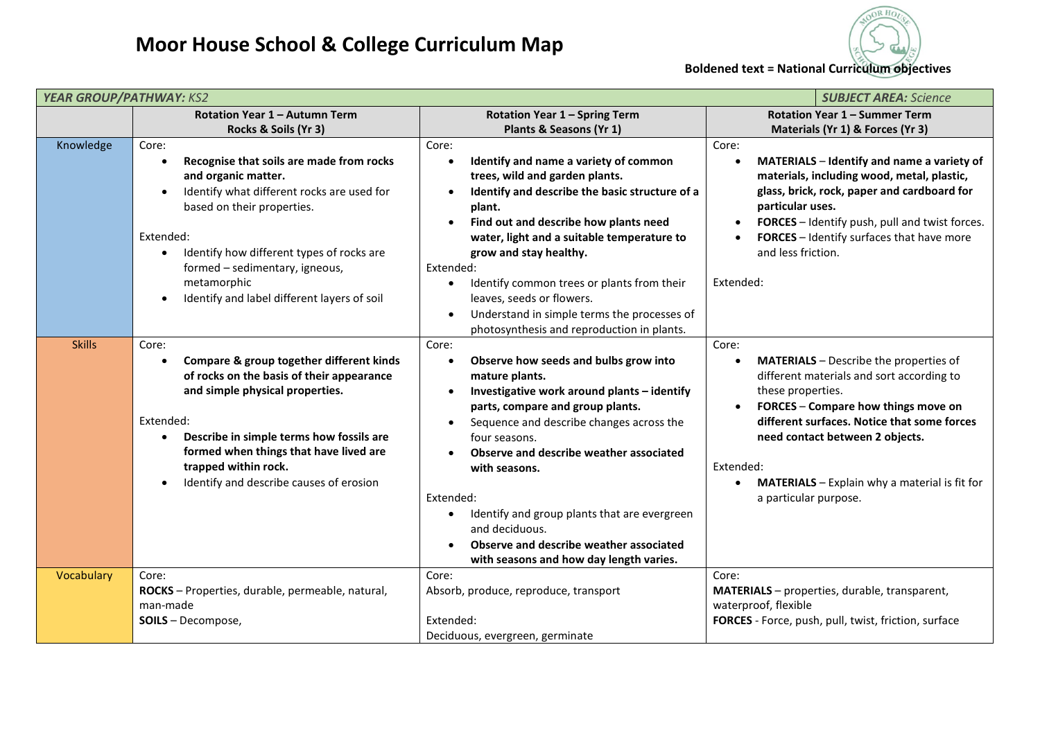# Moor House School & College Curriculum Map

**Boldened text = National Curriculum objectives**

| ***YEAR GROUP/PATHWAY:*** *KS2* | | | ***SUBJECT AREA:*** *Science* |
|---|---|---|---|
| | **Rotation Year 1 – Autumn Term**<br>**Rocks & Soils (Yr 3)** | **Rotation Year 1 – Spring Term**<br>**Plants & Seasons (Yr 1)** | **Rotation Year 1 – Summer Term**<br>**Materials (Yr 1) & Forces (Yr 3)** |
| Knowledge | Core:<br>• **Recognise that soils are made from rocks and organic matter.**<br>• Identify what different rocks are used for based on their properties.<br><br>Extended:<br>• Identify how different types of rocks are formed – sedimentary, igneous, metamorphic<br>• Identify and label different layers of soil | Core:<br>• **Identify and name a variety of common trees, wild and garden plants.**<br>• **Identify and describe the basic structure of a plant.**<br>• **Find out and describe how plants need water, light and a suitable temperature to grow and stay healthy.**<br>Extended:<br>• Identify common trees or plants from their leaves, seeds or flowers.<br>• Understand in simple terms the processes of photosynthesis and reproduction in plants. | Core:<br>• **MATERIALS – Identify and name a variety of materials, including wood, metal, plastic, glass, brick, rock, paper and cardboard for particular uses.**<br>• **FORCES** – Identify push, pull and twist forces.<br>• **FORCES** – Identify surfaces that have more and less friction.<br><br>Extended: |
| Skills | Core:<br>• **Compare & group together different kinds of rocks on the basis of their appearance and simple physical properties.**<br><br>Extended:<br>• **Describe in simple terms how fossils are formed when things that have lived are trapped within rock.**<br>• Identify and describe causes of erosion | Core:<br>• **Observe how seeds and bulbs grow into mature plants.**<br>• **Investigative work around plants – identify parts, compare and group plants.**<br>• Sequence and describe changes across the four seasons.<br>• **Observe and describe weather associated with seasons.**<br><br>Extended:<br>• Identify and group plants that are evergreen and deciduous.<br>• **Observe and describe weather associated with seasons and how day length varies.** | Core:<br>• **MATERIALS** – Describe the properties of different materials and sort according to these properties.<br>• **FORCES – Compare how things move on different surfaces. Notice that some forces need contact between 2 objects.**<br><br>Extended:<br>• **MATERIALS** – Explain why a material is fit for a particular purpose. |
| Vocabulary | Core:<br>**ROCKS** – Properties, durable, permeable, natural, man-made<br>**SOILS** – Decompose, | Core:<br>Absorb, produce, reproduce, transport<br><br>Extended:<br>Deciduous, evergreen, germinate | Core:<br>**MATERIALS** – properties, durable, transparent, waterproof, flexible<br>**FORCES** - Force, push, pull, twist, friction, surface |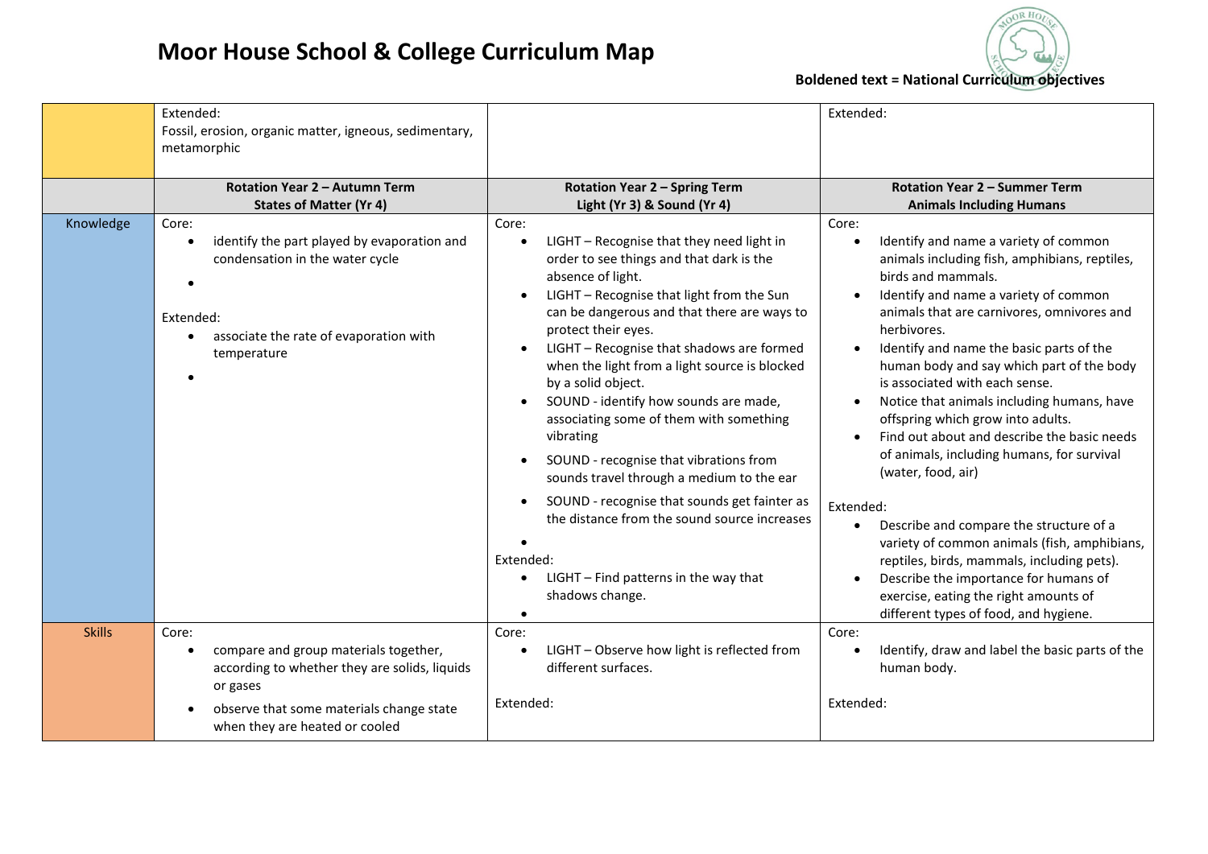# Moor House School & College Curriculum Map

**Boldened text = National Curriculum objectives**

| | | | |
|---|---|---|---|
| | Extended:<br>Fossil, erosion, organic matter, igneous, sedimentary, metamorphic | | Extended: |
| | **Rotation Year 2 – Autumn Term**<br>**States of Matter (Yr 4)** | **Rotation Year 2 – Spring Term**<br>**Light (Yr 3) & Sound (Yr 4)** | **Rotation Year 2 – Summer Term**<br>**Animals Including Humans** |
| Knowledge | Core:<br>• identify the part played by evaporation and condensation in the water cycle<br>•<br>Extended:<br>• associate the rate of evaporation with temperature<br>• | Core:<br>• LIGHT – Recognise that they need light in order to see things and that dark is the absence of light.<br>• LIGHT – Recognise that light from the Sun can be dangerous and that there are ways to protect their eyes.<br>• LIGHT – Recognise that shadows are formed when the light from a light source is blocked by a solid object.<br>• SOUND - identify how sounds are made, associating some of them with something vibrating<br>• SOUND - recognise that vibrations from sounds travel through a medium to the ear<br>• SOUND - recognise that sounds get fainter as the distance from the sound source increases<br>•<br>Extended:<br>• LIGHT – Find patterns in the way that shadows change.<br>• | Core:<br>• Identify and name a variety of common animals including fish, amphibians, reptiles, birds and mammals.<br>• Identify and name a variety of common animals that are carnivores, omnivores and herbivores.<br>• Identify and name the basic parts of the human body and say which part of the body is associated with each sense.<br>• Notice that animals including humans, have offspring which grow into adults.<br>• Find out about and describe the basic needs of animals, including humans, for survival (water, food, air)<br>Extended:<br>• Describe and compare the structure of a variety of common animals (fish, amphibians, reptiles, birds, mammals, including pets).<br>• Describe the importance for humans of exercise, eating the right amounts of different types of food, and hygiene. |
| Skills | Core:<br>• compare and group materials together, according to whether they are solids, liquids or gases<br>• observe that some materials change state when they are heated or cooled | Core:<br>• LIGHT – Observe how light is reflected from different surfaces.<br>Extended: | Core:<br>• Identify, draw and label the basic parts of the human body.<br>Extended: |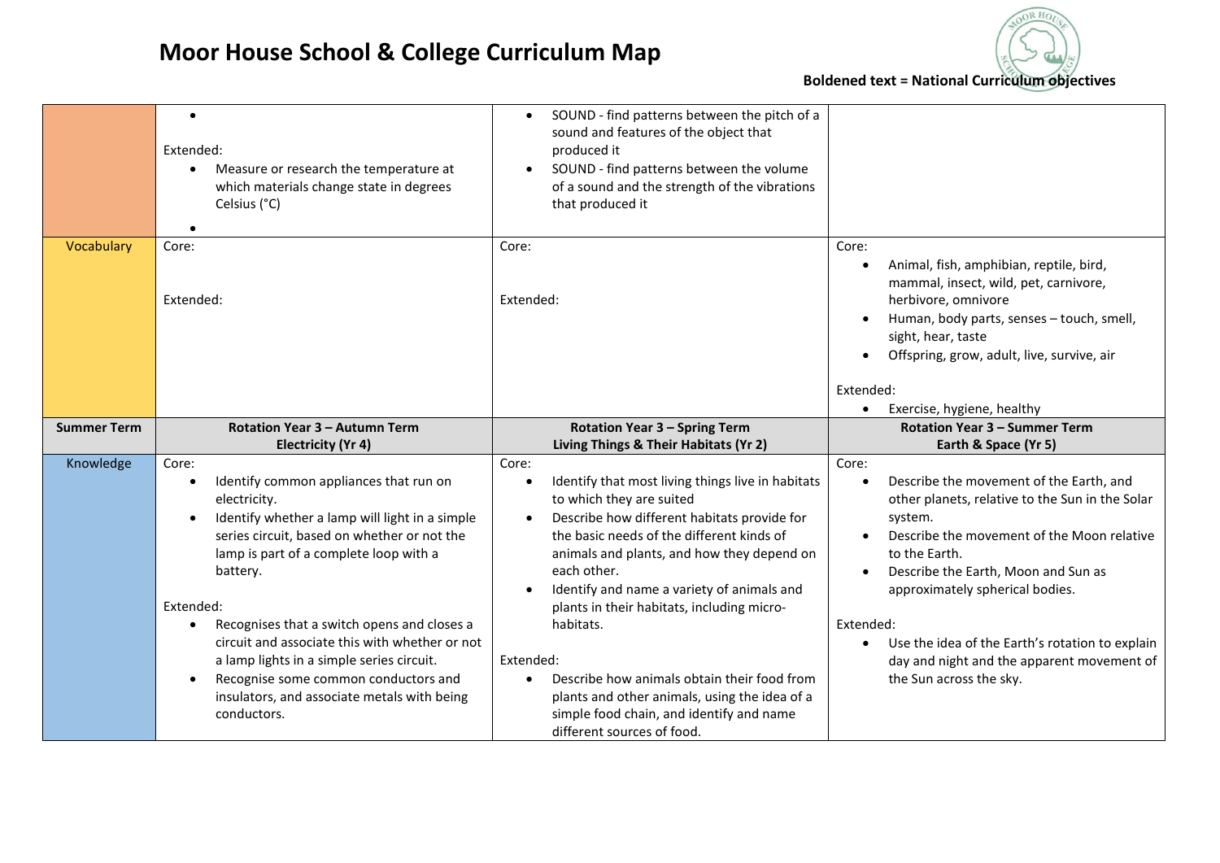# Moor House School & College Curriculum Map

**Boldened text = National Curriculum objectives**

| | | | |
|---|---|---|---|
| | • <br>Extended:<br>• Measure or research the temperature at which materials change state in degrees Celsius (°C)<br>• | • SOUND - find patterns between the pitch of a sound and features of the object that produced it<br>• SOUND - find patterns between the volume of a sound and the strength of the vibrations that produced it | |
| Vocabulary | Core:<br><br>Extended: | Core:<br><br>Extended: | Core:<br>• Animal, fish, amphibian, reptile, bird, mammal, insect, wild, pet, carnivore, herbivore, omnivore<br>• Human, body parts, senses – touch, smell, sight, hear, taste<br>• Offspring, grow, adult, live, survive, air<br><br>Extended:<br>• Exercise, hygiene, healthy |
| **Summer Term** | **Rotation Year 3 – Autumn Term<br>Electricity (Yr 4)** | **Rotation Year 3 – Spring Term<br>Living Things & Their Habitats (Yr 2)** | **Rotation Year 3 – Summer Term<br>Earth & Space (Yr 5)** |
| Knowledge | Core:<br>• Identify common appliances that run on electricity.<br>• Identify whether a lamp will light in a simple series circuit, based on whether or not the lamp is part of a complete loop with a battery.<br><br>Extended:<br>• Recognises that a switch opens and closes a circuit and associate this with whether or not a lamp lights in a simple series circuit.<br>• Recognise some common conductors and insulators, and associate metals with being conductors. | Core:<br>• Identify that most living things live in habitats to which they are suited<br>• Describe how different habitats provide for the basic needs of the different kinds of animals and plants, and how they depend on each other.<br>• Identify and name a variety of animals and plants in their habitats, including micro-habitats.<br><br>Extended:<br>• Describe how animals obtain their food from plants and other animals, using the idea of a simple food chain, and identify and name different sources of food. | Core:<br>• Describe the movement of the Earth, and other planets, relative to the Sun in the Solar system.<br>• Describe the movement of the Moon relative to the Earth.<br>• Describe the Earth, Moon and Sun as approximately spherical bodies.<br><br>Extended:<br>• Use the idea of the Earth's rotation to explain day and night and the apparent movement of the Sun across the sky. |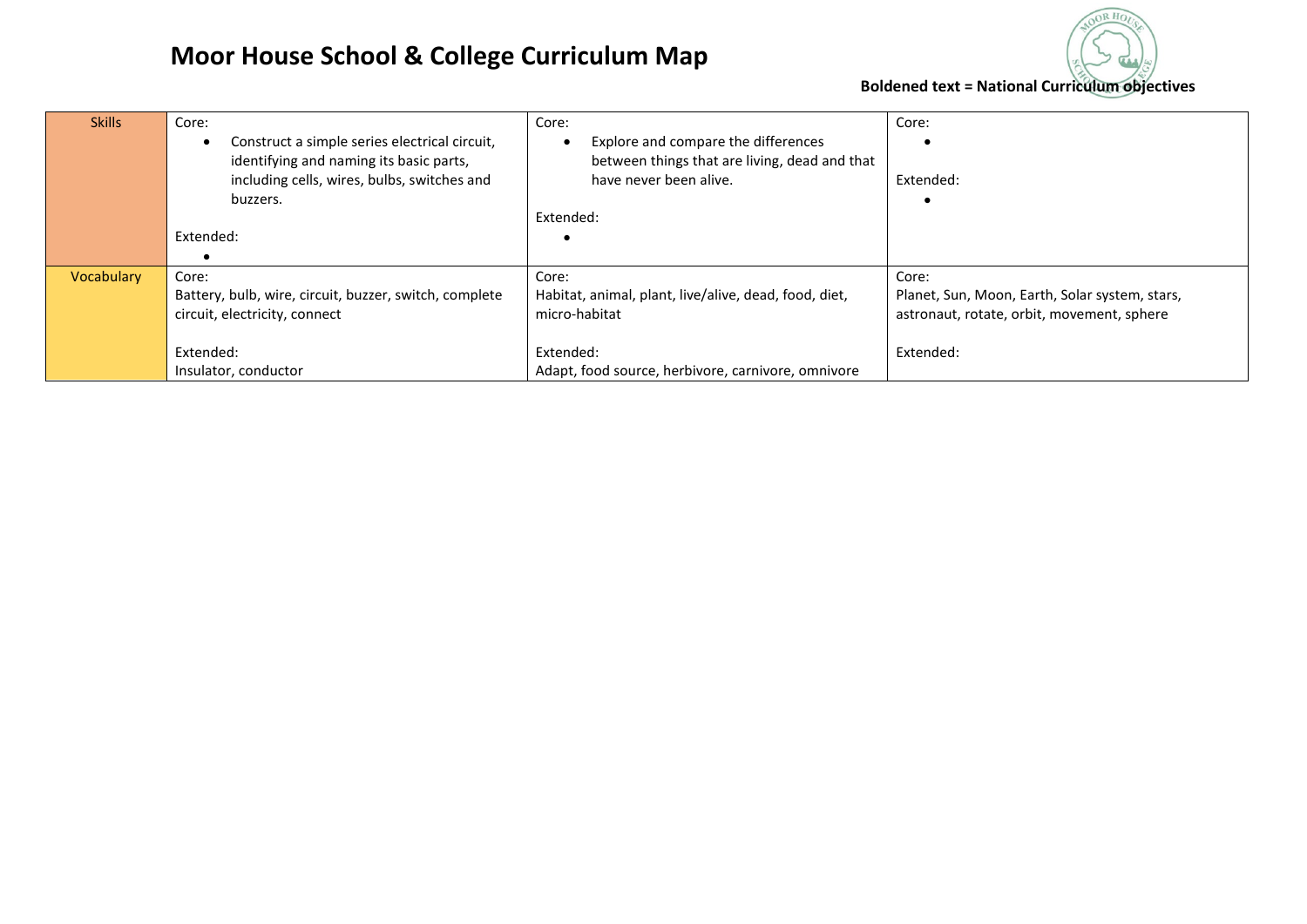# Moor House School & College Curriculum Map

**Boldened text = National Curriculum objectives**

| | | | |
|---|---|---|---|
| Skills | Core:<br>• Construct a simple series electrical circuit, identifying and naming its basic parts, including cells, wires, bulbs, switches and buzzers.<br><br>Extended:<br>• | Core:<br>• Explore and compare the differences between things that are living, dead and that have never been alive.<br><br>Extended:<br>• | Core:<br>•<br><br>Extended:<br>• |
| Vocabulary | Core:<br>Battery, bulb, wire, circuit, buzzer, switch, complete circuit, electricity, connect<br><br>Extended:<br>Insulator, conductor | Core:<br>Habitat, animal, plant, live/alive, dead, food, diet, micro-habitat<br><br>Extended:<br>Adapt, food source, herbivore, carnivore, omnivore | Core:<br>Planet, Sun, Moon, Earth, Solar system, stars, astronaut, rotate, orbit, movement, sphere<br><br>Extended: |